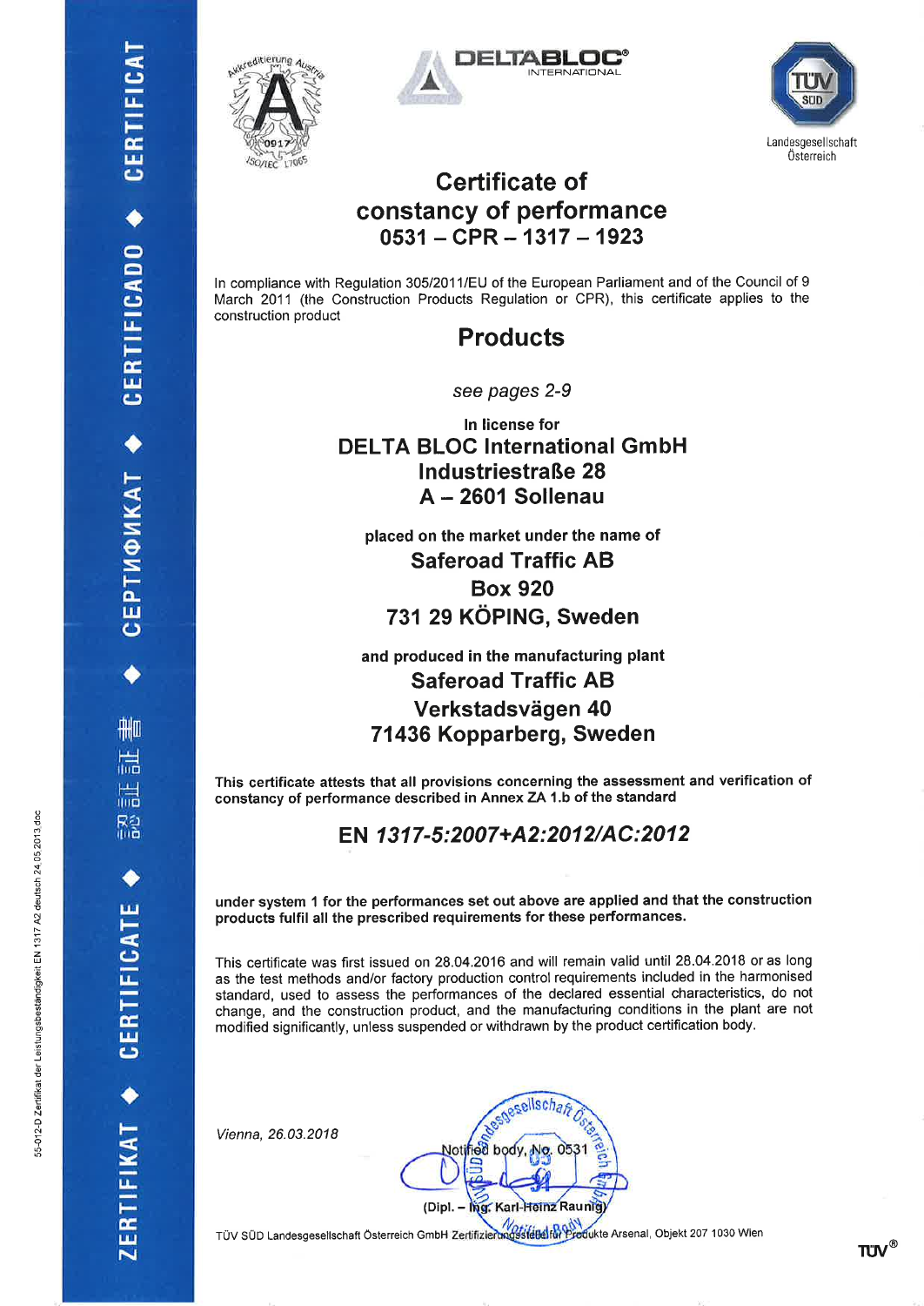DELTABLOC® INTERNATIONAL

Landesgesellschaft Österreich

# Certificate of constancy of performance
## 0531 – CPR – 1317 – 1923

In compliance with Regulation 305/2011/EU of the European Parliament and of the Council of 9 March 2011 (the Construction Products Regulation or CPR), this certificate applies to the construction product

## Products

*see pages 2-9*

**In license for**

**DELTA BLOC International GmbH**
**Industriestraße 28**
**A – 2601 Sollenau**

**placed on the market under the name of**

**Saferoad Traffic AB**
**Box 920**
**731 29 KÖPING, Sweden**

**and produced in the manufacturing plant**

**Saferoad Traffic AB**
**Verkstadsvägen 40**
**71436 Kopparberg, Sweden**

**This certificate attests that all provisions concerning the assessment and verification of constancy of performance described in Annex ZA 1.b of the standard**

**EN *1317-5:2007+A2:2012/AC:2012***

**under system 1 for the performances set out above are applied and that the construction products fulfil all the prescribed requirements for these performances.**

This certificate was first issued on 28.04.2016 and will remain valid until 28.04.2018 or as long as the test methods and/or factory production control requirements included in the harmonised standard, used to assess the performances of the declared essential characteristics, do not change, and the construction product, and the manufacturing conditions in the plant are not modified significantly, unless suspended or withdrawn by the product certification body.

*Vienna, 26.03.2018*

Notified body, No. 0531

(Dipl. – Ing. Karl-Heinz Raunig)

TÜV SÜD Landesgesellschaft Österreich GmbH Zertifizierungsstelle für Produkte Arsenal, Objekt 207 1030 Wien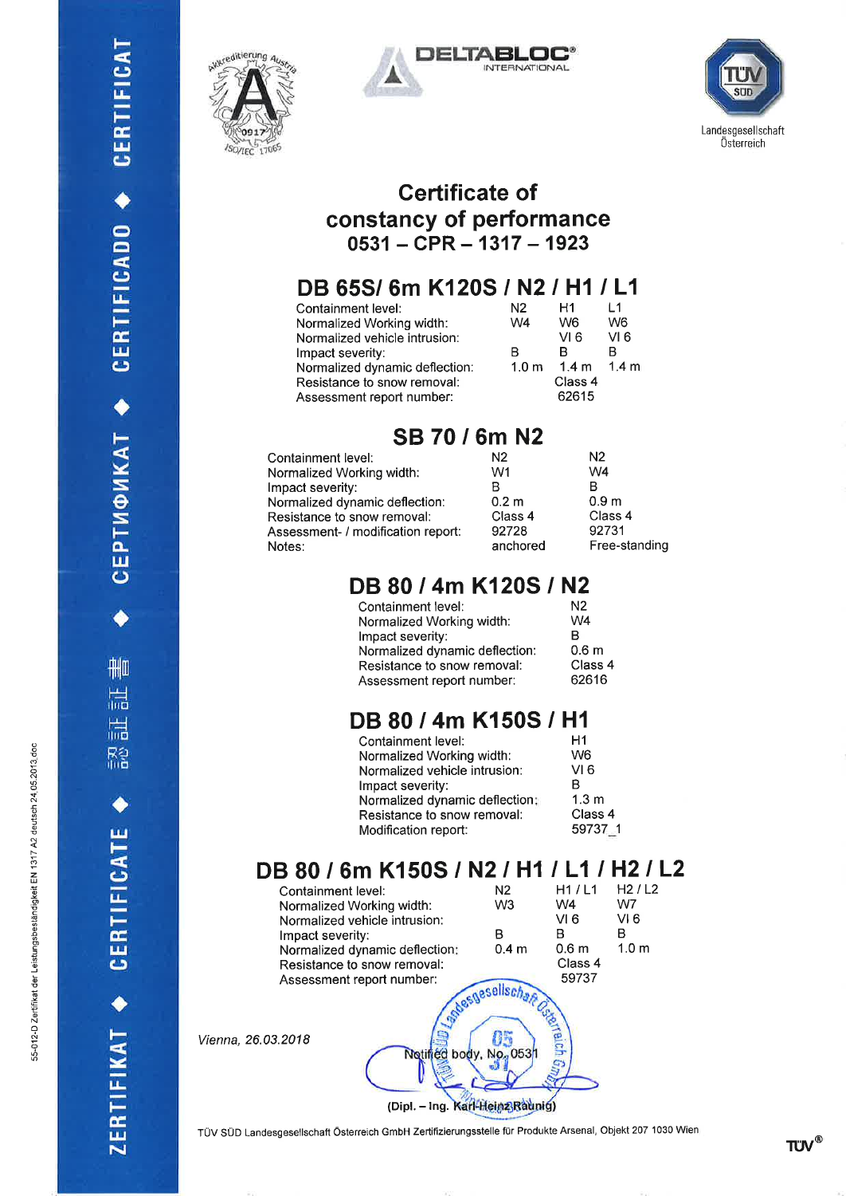DELTABLOC® INTERNATIONAL

TÜV SÜD Landesgesellschaft Österreich

# Certificate of constancy of performance
## 0531 – CPR – 1317 – 1923

## DB 65S/ 6m K120S / N2 / H1 / L1

| | | | |
|---|---|---|---|
| Containment level: | N2 | H1 | L1 |
| Normalized Working width: | W4 | W6 | W6 |
| Normalized vehicle intrusion: | | VI 6 | VI 6 |
| Impact severity: | B | B | B |
| Normalized dynamic deflection: | 1.0 m | 1.4 m | 1.4 m |
| Resistance to snow removal: | | Class 4 | |
| Assessment report number: | | 62615 | |

## SB 70 / 6m N2

| | | |
|---|---|---|
| Containment level: | N2 | N2 |
| Normalized Working width: | W1 | W4 |
| Impact severity: | B | B |
| Normalized dynamic deflection: | 0.2 m | 0.9 m |
| Resistance to snow removal: | Class 4 | Class 4 |
| Assessment- / modification report: | 92728 | 92731 |
| Notes: | anchored | Free-standing |

## DB 80 / 4m K120S / N2

| | |
|---|---|
| Containment level: | N2 |
| Normalized Working width: | W4 |
| Impact severity: | B |
| Normalized dynamic deflection: | 0.6 m |
| Resistance to snow removal: | Class 4 |
| Assessment report number: | 62616 |

## DB 80 / 4m K150S / H1

| | |
|---|---|
| Containment level: | H1 |
| Normalized Working width: | W6 |
| Normalized vehicle intrusion: | VI 6 |
| Impact severity: | B |
| Normalized dynamic deflection: | 1.3 m |
| Resistance to snow removal: | Class 4 |
| Modification report: | 59737_1 |

## DB 80 / 6m K150S / N2 / H1 / L1 / H2 / L2

| | | | |
|---|---|---|---|
| Containment level: | N2 | H1 / L1 | H2 / L2 |
| Normalized Working width: | W3 | W4 | W7 |
| Normalized vehicle intrusion: | | VI 6 | VI 6 |
| Impact severity: | B | B | B |
| Normalized dynamic deflection: | 0.4 m | 0.6 m | 1.0 m |
| Resistance to snow removal: | | Class 4 | |
| Assessment report number: | | 59737 | |

*Vienna, 26.03.2018*

Notified body, No. 0531

(Dipl. – Ing. Karl-Heinz Raunig)

TÜV SÜD Landesgesellschaft Österreich GmbH Zertifizierungsstelle für Produkte Arsenal, Objekt 207 1030 Wien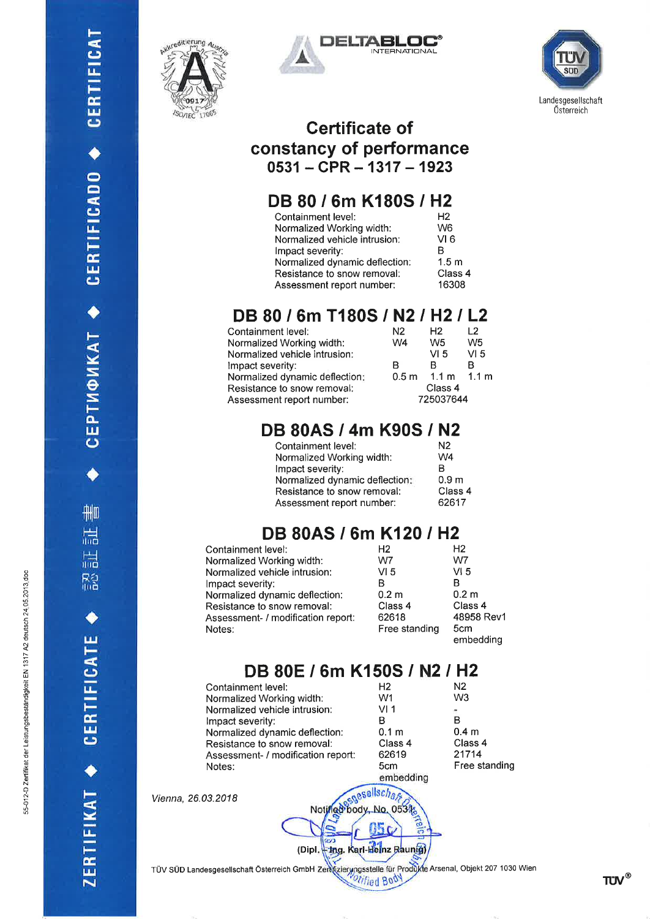Landesgesellschaft Österreich

# Certificate of constancy of performance

## 0531 – CPR – 1317 – 1923

## DB 80 / 6m K180S / H2

| | |
|---|---|
| Containment level: | H2 |
| Normalized Working width: | W6 |
| Normalized vehicle intrusion: | VI 6 |
| Impact severity: | B |
| Normalized dynamic deflection: | 1.5 m |
| Resistance to snow removal: | Class 4 |
| Assessment report number: | 16308 |

## DB 80 / 6m T180S / N2 / H2 / L2

| | | | |
|---|---|---|---|
| Containment level: | N2 | H2 | L2 |
| Normalized Working width: | W4 | W5 | W5 |
| Normalized vehicle intrusion: | | VI 5 | VI 5 |
| Impact severity: | B | B | B |
| Normalized dynamic deflection: | 0.5 m | 1.1 m | 1.1 m |
| Resistance to snow removal: | | Class 4 | |
| Assessment report number: | | 725037644 | |

## DB 80AS / 4m K90S / N2

| | |
|---|---|
| Containment level: | N2 |
| Normalized Working width: | W4 |
| Impact severity: | B |
| Normalized dynamic deflection: | 0.9 m |
| Resistance to snow removal: | Class 4 |
| Assessment report number: | 62617 |

## DB 80AS / 6m K120 / H2

| | | |
|---|---|---|
| Containment level: | H2 | H2 |
| Normalized Working width: | W7 | W7 |
| Normalized vehicle intrusion: | VI 5 | VI 5 |
| Impact severity: | B | B |
| Normalized dynamic deflection: | 0.2 m | 0.2 m |
| Resistance to snow removal: | Class 4 | Class 4 |
| Assessment- / modification report: | 62618 | 48958 Rev1 |
| Notes: | Free standing | 5cm embedding |

## DB 80E / 6m K150S / N2 / H2

| | | |
|---|---|---|
| Containment level: | H2 | N2 |
| Normalized Working width: | W1 | W3 |
| Normalized vehicle intrusion: | VI 1 | - |
| Impact severity: | B | B |
| Normalized dynamic deflection: | 0.1 m | 0.4 m |
| Resistance to snow removal: | Class 4 | Class 4 |
| Assessment- / modification report: | 62619 | 21714 |
| Notes: | 5cm embedding | Free standing |

*Vienna, 26.03.2018*

Notified body, No. 0531

(Dipl. - Ing. Karl-Heinz Raunig)

TÜV SÜD Landesgesellschaft Österreich GmbH Zertifizierungsstelle für Produkte Arsenal, Objekt 207 1030 Wien

55-012-D Zertifikat der Leistungsbeständigkeit EN 1317 A2 deutsch 24.05.2013.doc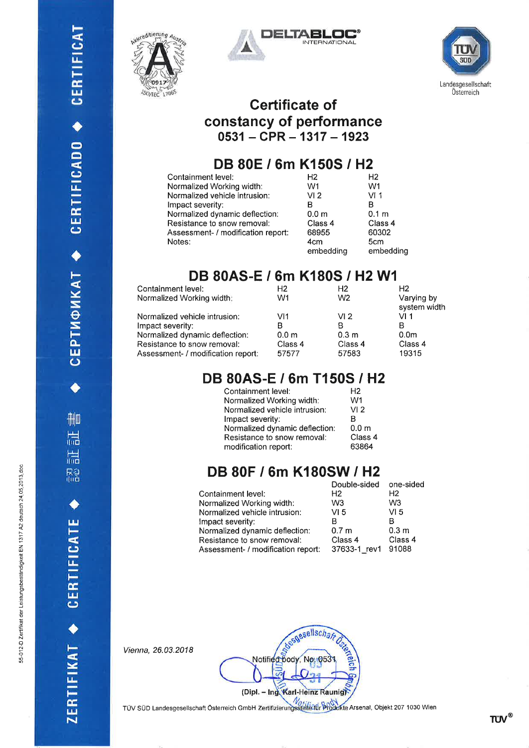# Certificate of constancy of performance

## 0531 – CPR – 1317 – 1923

## DB 80E / 6m K150S / H2

| | | |
|---|---|---|
| Containment level: | H2 | H2 |
| Normalized Working width: | W1 | W1 |
| Normalized vehicle intrusion: | VI 2 | VI 1 |
| Impact severity: | B | B |
| Normalized dynamic deflection: | 0.0 m | 0.1 m |
| Resistance to snow removal: | Class 4 | Class 4 |
| Assessment- / modification report: | 68955 | 60302 |
| Notes: | 4cm embedding | 5cm embedding |

## DB 80AS-E / 6m K180S / H2 W1

| | | | |
|---|---|---|---|
| Containment level: | H2 | H2 | H2 |
| Normalized Working width: | W1 | W2 | Varying by system width |
| Normalized vehicle intrusion: | VI1 | VI 2 | VI 1 |
| Impact severity: | B | B | B |
| Normalized dynamic deflection: | 0.0 m | 0.3 m | 0.0m |
| Resistance to snow removal: | Class 4 | Class 4 | Class 4 |
| Assessment- / modification report: | 57577 | 57583 | 19315 |

## DB 80AS-E / 6m T150S / H2

| | |
|---|---|
| Containment level: | H2 |
| Normalized Working width: | W1 |
| Normalized vehicle intrusion: | VI 2 |
| Impact severity: | B |
| Normalized dynamic deflection: | 0.0 m |
| Resistance to snow removal: | Class 4 |
| modification report: | 63864 |

## DB 80F / 6m K180SW / H2

| | Double-sided | one-sided |
|---|---|---|
| Containment level: | H2 | H2 |
| Normalized Working width: | W3 | W3 |
| Normalized vehicle intrusion: | VI 5 | VI 5 |
| Impact severity: | B | B |
| Normalized dynamic deflection: | 0.7 m | 0.3 m |
| Resistance to snow removal: | Class 4 | Class 4 |
| Assessment- / modification report: | 37633-1_rev1 | 91088 |

*Vienna, 26.03.2018*

Notified body, No. 0531

(Dipl. – Ing. Karl-Heinz Raunig)

TÜV SÜD Landesgesellschaft Österreich GmbH Zertifizierungsstelle für Produkte Arsenal, Objekt 207 1030 Wien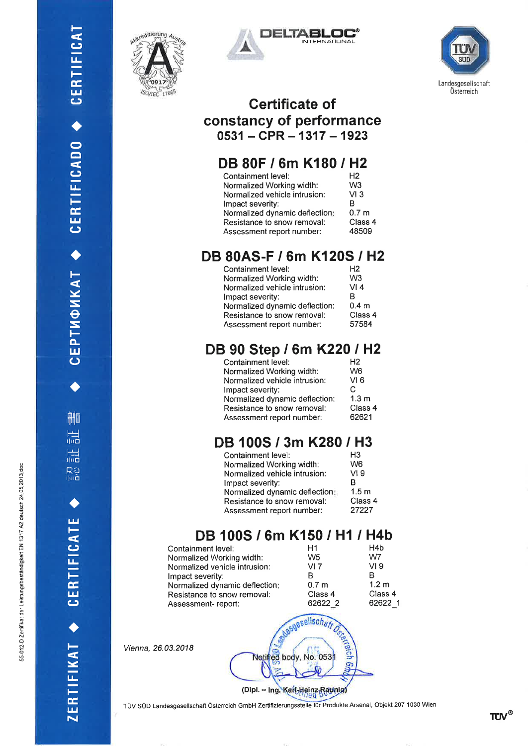DELTABLOC® INTERNATIONAL

TÜV SÜD Landesgesellschaft Österreich

# Certificate of constancy of performance
## 0531 – CPR – 1317 – 1923

## DB 80F / 6m K180 / H2

| | |
|---|---|
| Containment level: | H2 |
| Normalized Working width: | W3 |
| Normalized vehicle intrusion: | VI 3 |
| Impact severity: | B |
| Normalized dynamic deflection: | 0.7 m |
| Resistance to snow removal: | Class 4 |
| Assessment report number: | 48509 |

## DB 80AS-F / 6m K120S / H2

| | |
|---|---|
| Containment level: | H2 |
| Normalized Working width: | W3 |
| Normalized vehicle intrusion: | VI 4 |
| Impact severity: | B |
| Normalized dynamic deflection: | 0.4 m |
| Resistance to snow removal: | Class 4 |
| Assessment report number: | 57584 |

## DB 90 Step / 6m K220 / H2

| | |
|---|---|
| Containment level: | H2 |
| Normalized Working width: | W6 |
| Normalized vehicle intrusion: | VI 6 |
| Impact severity: | C |
| Normalized dynamic deflection: | 1.3 m |
| Resistance to snow removal: | Class 4 |
| Assessment report number: | 62621 |

## DB 100S / 3m K280 / H3

| | |
|---|---|
| Containment level: | H3 |
| Normalized Working width: | W6 |
| Normalized vehicle intrusion: | VI 9 |
| Impact severity: | B |
| Normalized dynamic deflection: | 1.5 m |
| Resistance to snow removal: | Class 4 |
| Assessment report number: | 27227 |

## DB 100S / 6m K150 / H1 / H4b

| | | |
|---|---|---|
| Containment level: | H1 | H4b |
| Normalized Working width: | W5 | W7 |
| Normalized vehicle intrusion: | VI 7 | VI 9 |
| Impact severity: | B | B |
| Normalized dynamic deflection: | 0.7 m | 1.2 m |
| Resistance to snow removal: | Class 4 | Class 4 |
| Assessment- report: | 62622_2 | 62622_1 |

*Vienna, 26.03.2018*

Notified body, No. 0531

(Dipl. – Ing. Karl-Heinz Raunig)

TÜV SÜD Landesgesellschaft Österreich GmbH Zertifizierungsstelle für Produkte Arsenal, Objekt 207 1030 Wien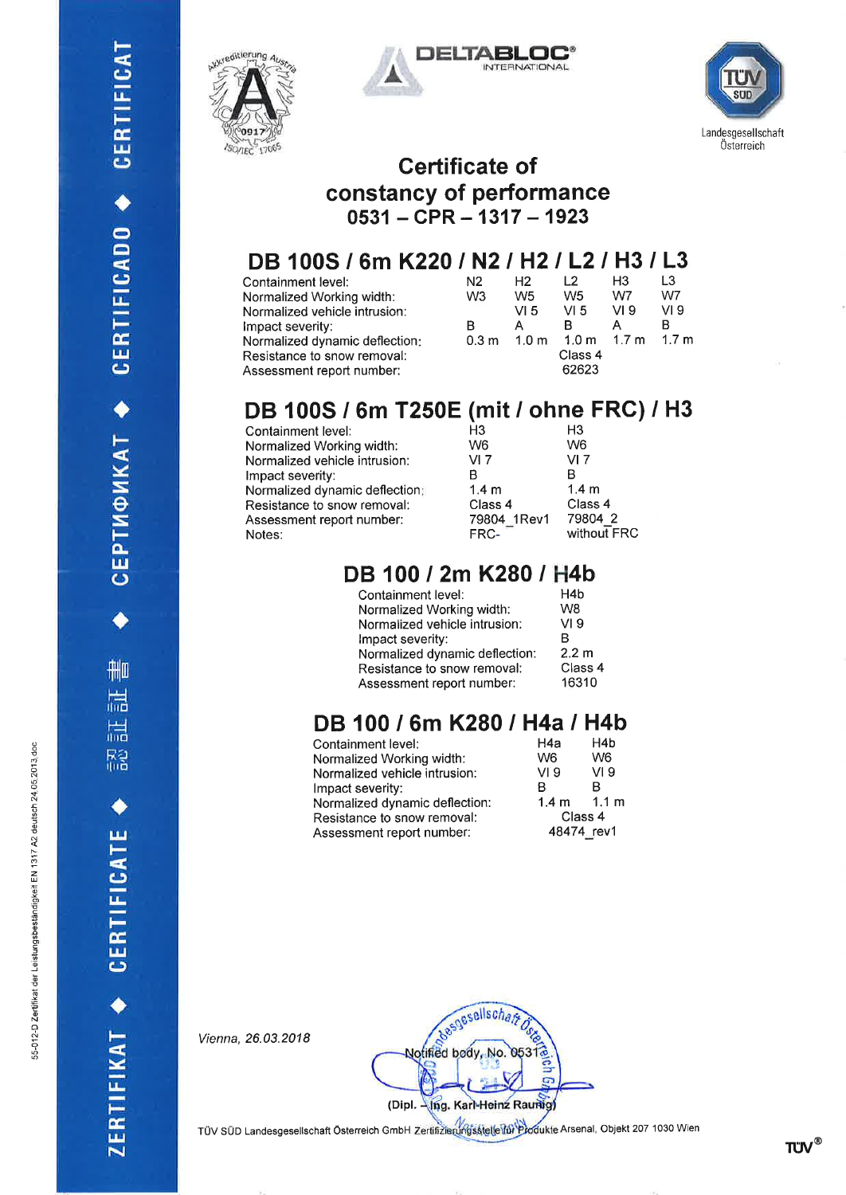Akkreditierung Austria
0917
ISO/IEC 17065

DELTABLOC® INTERNATIONAL

TÜV SÜD
Landesgesellschaft Österreich

# Certificate of constancy of performance
## 0531 – CPR – 1317 – 1923

## DB 100S / 6m K220 / N2 / H2 / L2 / H3 / L3

| | | | | | |
|---|---|---|---|---|---|
| Containment level: | N2 | H2 | L2 | H3 | L3 |
| Normalized Working width: | W3 | W5 | W5 | W7 | W7 |
| Normalized vehicle intrusion: | | VI 5 | VI 5 | VI 9 | VI 9 |
| Impact severity: | B | A | B | A | B |
| Normalized dynamic deflection: | 0.3 m | 1.0 m | 1.0 m | 1.7 m | 1.7 m |
| Resistance to snow removal: | | | Class 4 | | |
| Assessment report number: | | | 62623 | | |

## DB 100S / 6m T250E (mit / ohne FRC) / H3

| | | |
|---|---|---|
| Containment level: | H3 | H3 |
| Normalized Working width: | W6 | W6 |
| Normalized vehicle intrusion: | VI 7 | VI 7 |
| Impact severity: | B | B |
| Normalized dynamic deflection: | 1.4 m | 1.4 m |
| Resistance to snow removal: | Class 4 | Class 4 |
| Assessment report number: | 79804_1Rev1 | 79804_2 |
| Notes: | FRC- | without FRC |

## DB 100 / 2m K280 / H4b

| | |
|---|---|
| Containment level: | H4b |
| Normalized Working width: | W8 |
| Normalized vehicle intrusion: | VI 9 |
| Impact severity: | B |
| Normalized dynamic deflection: | 2.2 m |
| Resistance to snow removal: | Class 4 |
| Assessment report number: | 16310 |

## DB 100 / 6m K280 / H4a / H4b

| | | |
|---|---|---|
| Containment level: | H4a | H4b |
| Normalized Working width: | W6 | W6 |
| Normalized vehicle intrusion: | VI 9 | VI 9 |
| Impact severity: | B | B |
| Normalized dynamic deflection: | 1.4 m | 1.1 m |
| Resistance to snow removal: | Class 4 | |
| Assessment report number: | 48474_rev1 | |

*Vienna, 26.03.2018*

Notified body, No. 0531

(Dipl. - Ing. Karl-Heinz Raunig)

TÜV SÜD Landesgesellschaft Österreich GmbH Zertifizierungsstelle für Produkte Arsenal, Objekt 207 1030 Wien

55-012-D Zertifikat der Leistungsbeständigkeit EN 1317 A2 deutsch 24.05.2013.doc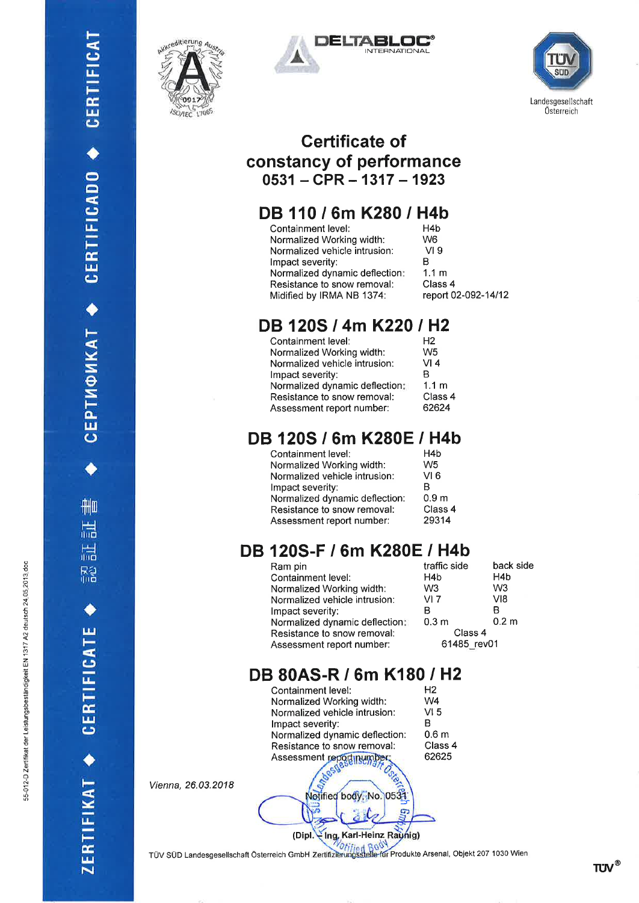DELTABLOC® INTERNATIONAL

Landesgesellschaft Österreich

# Certificate of constancy of performance
# 0531 – CPR – 1317 – 1923

## DB 110 / 6m K280 / H4b

| | |
|---|---|
| Containment level: | H4b |
| Normalized Working width: | W6 |
| Normalized vehicle intrusion: | VI 9 |
| Impact severity: | B |
| Normalized dynamic deflection: | 1.1 m |
| Resistance to snow removal: | Class 4 |
| Midified by IRMA NB 1374: | report 02-092-14/12 |

## DB 120S / 4m K220 / H2

| | |
|---|---|
| Containment level: | H2 |
| Normalized Working width: | W5 |
| Normalized vehicle intrusion: | VI 4 |
| Impact severity: | B |
| Normalized dynamic deflection: | 1.1 m |
| Resistance to snow removal: | Class 4 |
| Assessment report number: | 62624 |

## DB 120S / 6m K280E / H4b

| | |
|---|---|
| Containment level: | H4b |
| Normalized Working width: | W5 |
| Normalized vehicle intrusion: | VI 6 |
| Impact severity: | B |
| Normalized dynamic deflection: | 0.9 m |
| Resistance to snow removal: | Class 4 |
| Assessment report number: | 29314 |

## DB 120S-F / 6m K280E / H4b

| Ram pin | traffic side | back side |
|---|---|---|
| Containment level: | H4b | H4b |
| Normalized Working width: | W3 | W3 |
| Normalized vehicle intrusion: | VI 7 | VI8 |
| Impact severity: | B | B |
| Normalized dynamic deflection: | 0.3 m | 0.2 m |
| Resistance to snow removal: | Class 4 | |
| Assessment report number: | 61485_rev01 | |

## DB 80AS-R / 6m K180 / H2

| | |
|---|---|
| Containment level: | H2 |
| Normalized Working width: | W4 |
| Normalized vehicle intrusion: | VI 5 |
| Impact severity: | B |
| Normalized dynamic deflection: | 0.6 m |
| Resistance to snow removal: | Class 4 |
| Assessment report number: | 62625 |

Vienna, 26.03.2018

Notified body, No. 0531

(Dipl. - Ing. Karl-Heinz Raunig)

TÜV SÜD Landesgesellschaft Österreich GmbH Zertifizierungsstelle für Produkte Arsenal, Objekt 207 1030 Wien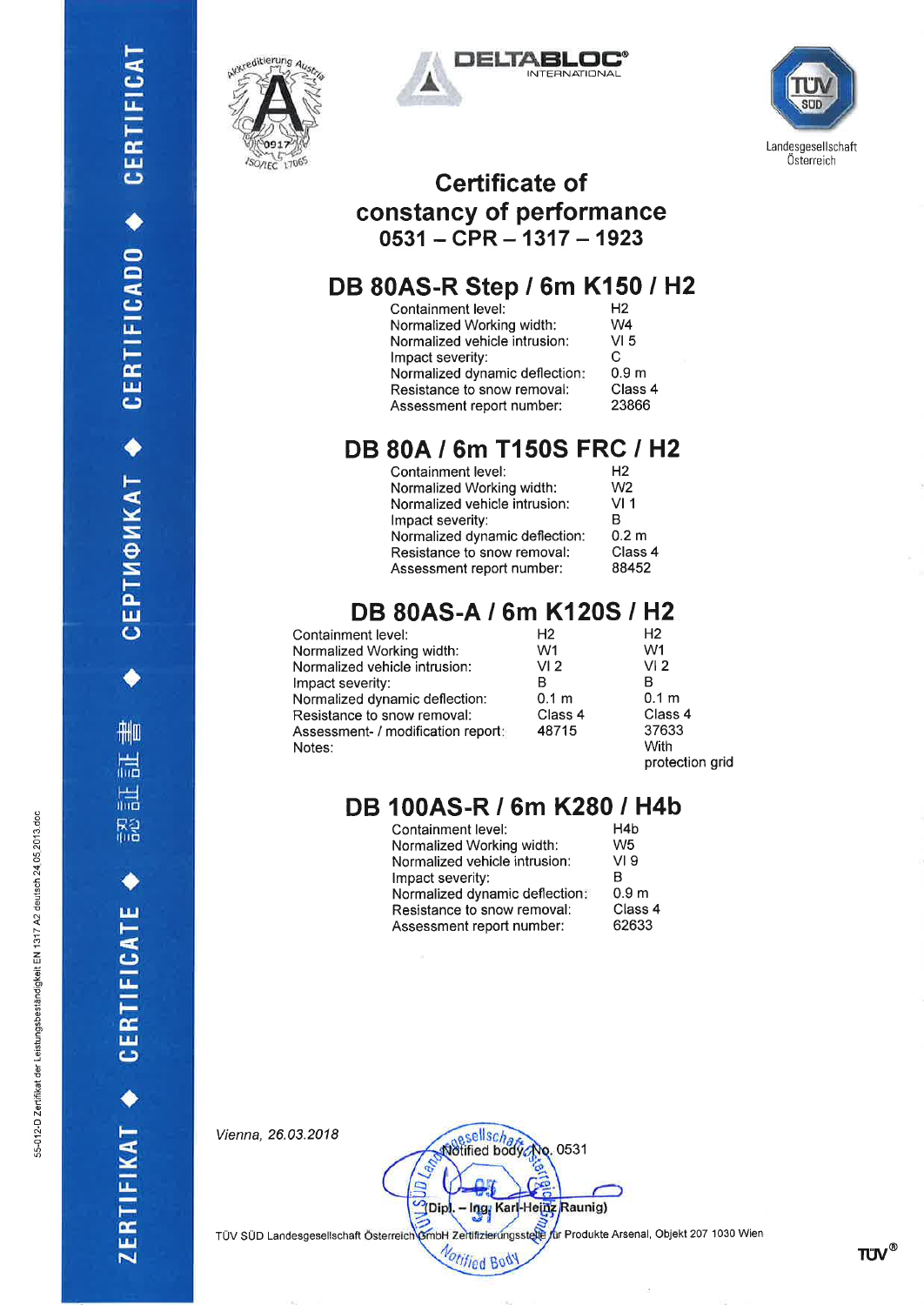ZERTIFIKAT ◆ CERTIFICATE ◆ 認證證書 ◆ СЕРТИФИКАТ ◆ CERTIFICADO ◆ CERTIFICAT

Akkreditierung Austria 0917 ISO/IEC 17065

DELTABLOC® INTERNATIONAL

TÜV SÜD Landesgesellschaft Österreich

# Certificate of constancy of performance 0531 – CPR – 1317 – 1923

## DB 80AS-R Step / 6m K150 / H2

| | |
|---|---|
| Containment level: | H2 |
| Normalized Working width: | W4 |
| Normalized vehicle intrusion: | VI 5 |
| Impact severity: | C |
| Normalized dynamic deflection: | 0.9 m |
| Resistance to snow removal: | Class 4 |
| Assessment report number: | 23866 |

## DB 80A / 6m T150S FRC / H2

| | |
|---|---|
| Containment level: | H2 |
| Normalized Working width: | W2 |
| Normalized vehicle intrusion: | VI 1 |
| Impact severity: | B |
| Normalized dynamic deflection: | 0.2 m |
| Resistance to snow removal: | Class 4 |
| Assessment report number: | 88452 |

## DB 80AS-A / 6m K120S / H2

| | | |
|---|---|---|
| Containment level: | H2 | H2 |
| Normalized Working width: | W1 | W1 |
| Normalized vehicle intrusion: | VI 2 | VI 2 |
| Impact severity: | B | B |
| Normalized dynamic deflection: | 0.1 m | 0.1 m |
| Resistance to snow removal: | Class 4 | Class 4 |
| Assessment- / modification report: | 48715 | 37633 |
| Notes: | | With protection grid |

## DB 100AS-R / 6m K280 / H4b

| | |
|---|---|
| Containment level: | H4b |
| Normalized Working width: | W5 |
| Normalized vehicle intrusion: | VI 9 |
| Impact severity: | B |
| Normalized dynamic deflection: | 0.9 m |
| Resistance to snow removal: | Class 4 |
| Assessment report number: | 62633 |

*Vienna, 26.03.2018*

Notified body No. 0531

(Dipl. – Ing. Karl-Heinz Raunig)

TÜV SÜD Landesgesellschaft Österreich GmbH Zertifizierungsstelle für Produkte Arsenal, Objekt 207 1030 Wien

55-012-D Zertifikat der Leistungsbeständigkeit EN 1317 A2 deutsch 24.05.2013.doc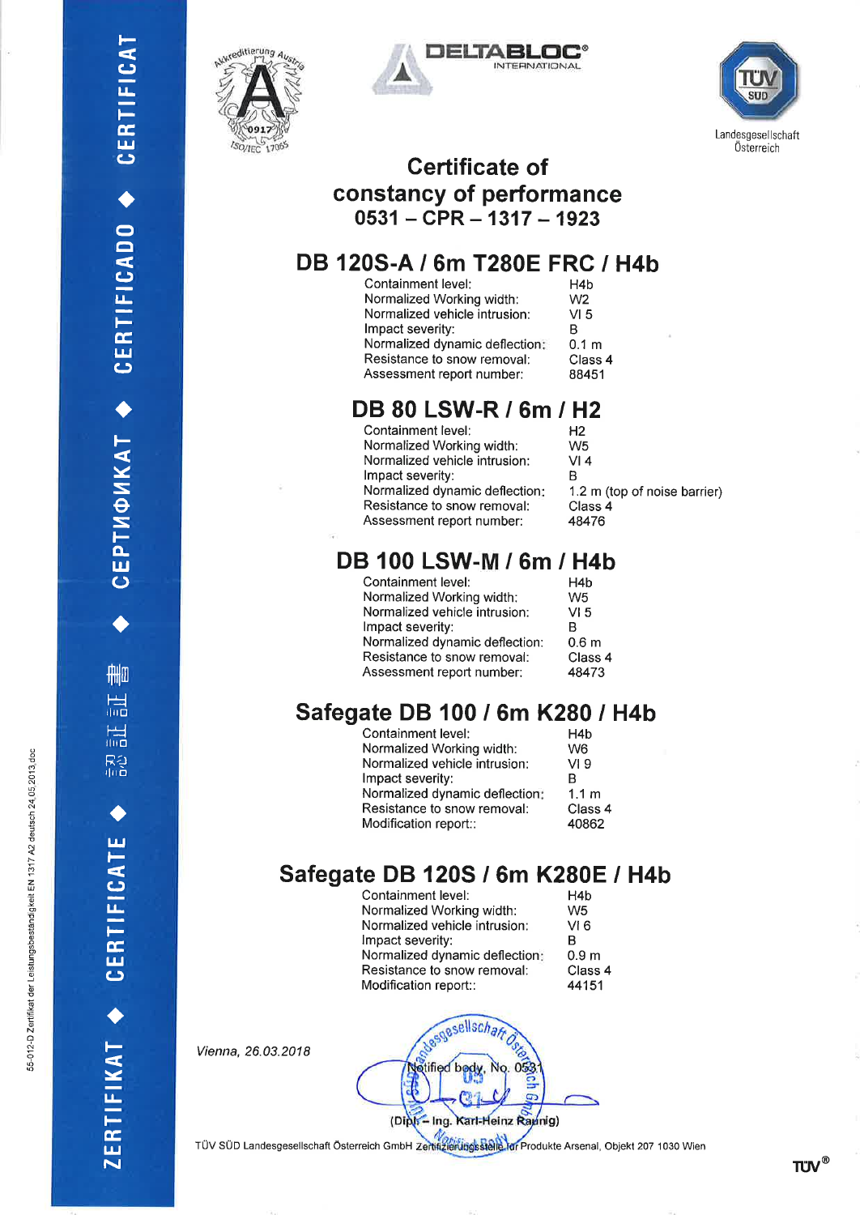# Certificate of constancy of performance

## 0531 – CPR – 1317 – 1923

## DB 120S-A / 6m T280E FRC / H4b

| | |
|---|---|
| Containment level: | H4b |
| Normalized Working width: | W2 |
| Normalized vehicle intrusion: | VI 5 |
| Impact severity: | B |
| Normalized dynamic deflection: | 0.1 m |
| Resistance to snow removal: | Class 4 |
| Assessment report number: | 88451 |

## DB 80 LSW-R / 6m / H2

| | |
|---|---|
| Containment level: | H2 |
| Normalized Working width: | W5 |
| Normalized vehicle intrusion: | VI 4 |
| Impact severity: | B |
| Normalized dynamic deflection: | 1.2 m (top of noise barrier) |
| Resistance to snow removal: | Class 4 |
| Assessment report number: | 48476 |

## DB 100 LSW-M / 6m / H4b

| | |
|---|---|
| Containment level: | H4b |
| Normalized Working width: | W5 |
| Normalized vehicle intrusion: | VI 5 |
| Impact severity: | B |
| Normalized dynamic deflection: | 0.6 m |
| Resistance to snow removal: | Class 4 |
| Assessment report number: | 48473 |

## Safegate DB 100 / 6m K280 / H4b

| | |
|---|---|
| Containment level: | H4b |
| Normalized Working width: | W6 |
| Normalized vehicle intrusion: | VI 9 |
| Impact severity: | B |
| Normalized dynamic deflection: | 1.1 m |
| Resistance to snow removal: | Class 4 |
| Modification report:: | 40862 |

## Safegate DB 120S / 6m K280E / H4b

| | |
|---|---|
| Containment level: | H4b |
| Normalized Working width: | W5 |
| Normalized vehicle intrusion: | VI 6 |
| Impact severity: | B |
| Normalized dynamic deflection: | 0.9 m |
| Resistance to snow removal: | Class 4 |
| Modification report:: | 44151 |

*Vienna, 26.03.2018*

Notified body, No. 0531

(Dipl.- Ing. Karl-Heinz Rauniq)

TÜV SÜD Landesgesellschaft Österreich GmbH Zertifizierungsstelle für Produkte Arsenal, Objekt 207 1030 Wien